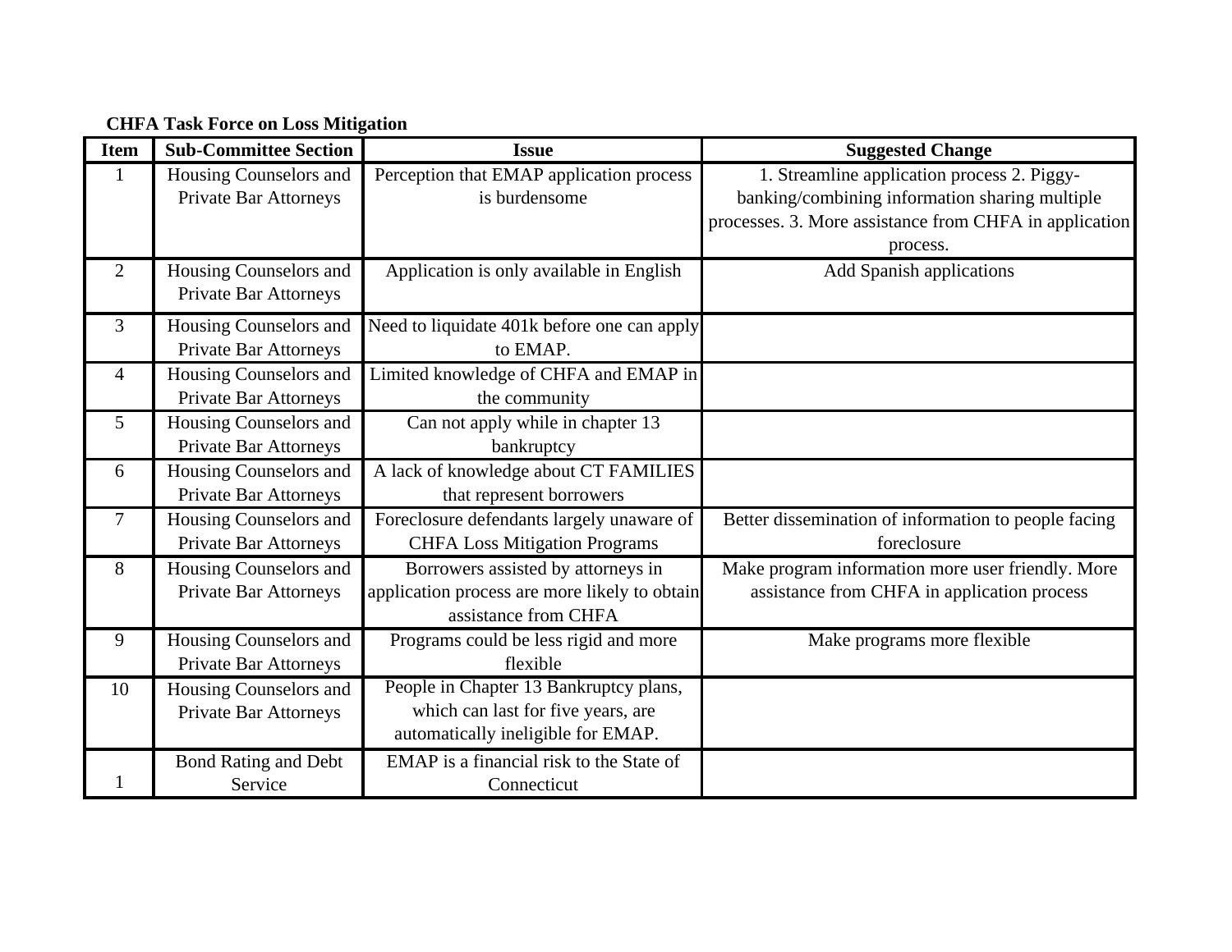**CHFA Task Force on Loss Mitigation**

| Item | Sub-Committee Section | Issue | Suggested Change |
| --- | --- | --- | --- |
| 1 | Housing Counselors and Private Bar Attorneys | Perception that EMAP application process is burdensome | 1. Streamline application process 2. Piggy-banking/combining information sharing multiple processes. 3. More assistance from CHFA in application process. |
| 2 | Housing Counselors and Private Bar Attorneys | Application is only available in English | Add Spanish applications |
| 3 | Housing Counselors and Private Bar Attorneys | Need to liquidate 401k before one can apply to EMAP. | |
| 4 | Housing Counselors and Private Bar Attorneys | Limited knowledge of CHFA and EMAP in the community | |
| 5 | Housing Counselors and Private Bar Attorneys | Can not apply while in chapter 13 bankruptcy | |
| 6 | Housing Counselors and Private Bar Attorneys | A lack of knowledge about CT FAMILIES that represent borrowers | |
| 7 | Housing Counselors and Private Bar Attorneys | Foreclosure defendants largely unaware of CHFA Loss Mitigation Programs | Better dissemination of information to people facing foreclosure |
| 8 | Housing Counselors and Private Bar Attorneys | Borrowers assisted by attorneys in application process are more likely to obtain assistance from CHFA | Make program information more user friendly. More assistance from CHFA in application process |
| 9 | Housing Counselors and Private Bar Attorneys | Programs could be less rigid and more flexible | Make programs more flexible |
| 10 | Housing Counselors and Private Bar Attorneys | People in Chapter 13 Bankruptcy plans, which can last for five years, are automatically ineligible for EMAP. | |
| 1 | Bond Rating and Debt Service | EMAP is a financial risk to the State of Connecticut | |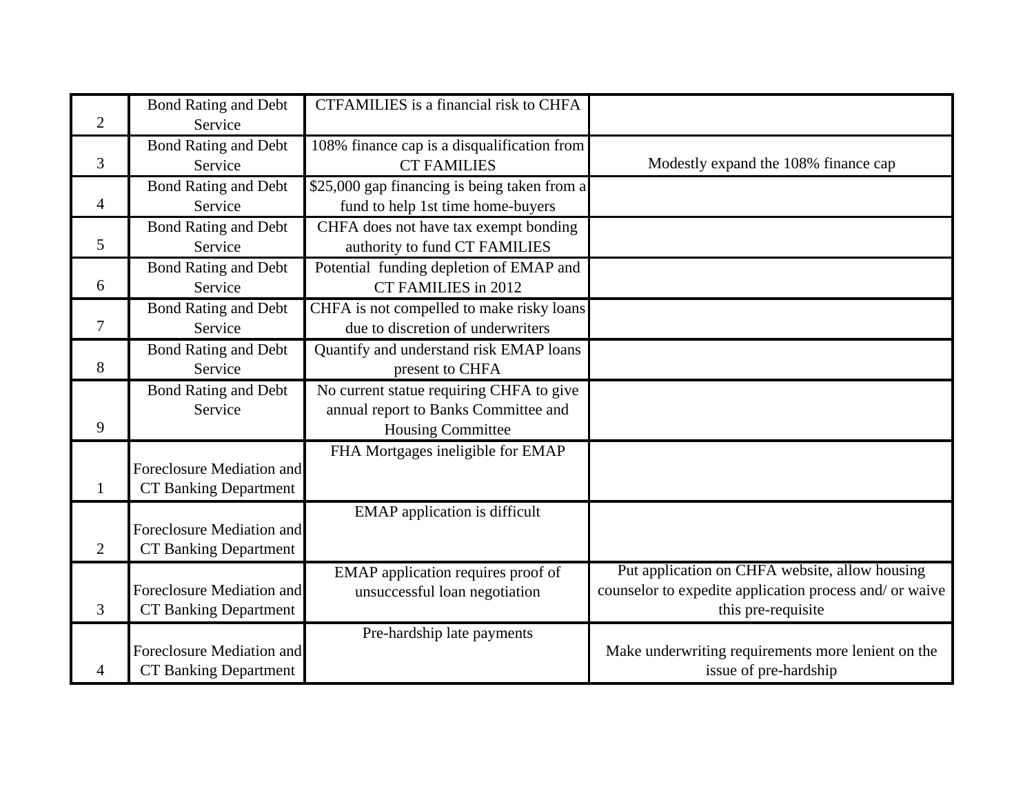| | | | |
|---|---|---|---|
| 2 | Bond Rating and Debt Service | CTFAMILIES is a financial risk to CHFA | |
| 3 | Bond Rating and Debt Service | 108% finance cap is a disqualification from CT FAMILIES | Modestly expand the 108% finance cap |
| 4 | Bond Rating and Debt Service | $25,000 gap financing is being taken from a fund to help 1st time home-buyers | |
| 5 | Bond Rating and Debt Service | CHFA does not have tax exempt bonding authority to fund CT FAMILIES | |
| 6 | Bond Rating and Debt Service | Potential funding depletion of EMAP and CT FAMILIES in 2012 | |
| 7 | Bond Rating and Debt Service | CHFA is not compelled to make risky loans due to discretion of underwriters | |
| 8 | Bond Rating and Debt Service | Quantify and understand risk EMAP loans present to CHFA | |
| 9 | Bond Rating and Debt Service | No current statue requiring CHFA to give annual report to Banks Committee and Housing Committee | |
| 1 | Foreclosure Mediation and CT Banking Department | FHA Mortgages ineligible for EMAP | |
| 2 | Foreclosure Mediation and CT Banking Department | EMAP application is difficult | |
| 3 | Foreclosure Mediation and CT Banking Department | EMAP application requires proof of unsuccessful loan negotiation | Put application on CHFA website, allow housing counselor to expedite application process and/ or waive this pre-requisite |
| 4 | Foreclosure Mediation and CT Banking Department | Pre-hardship late payments | Make underwriting requirements more lenient on the issue of pre-hardship |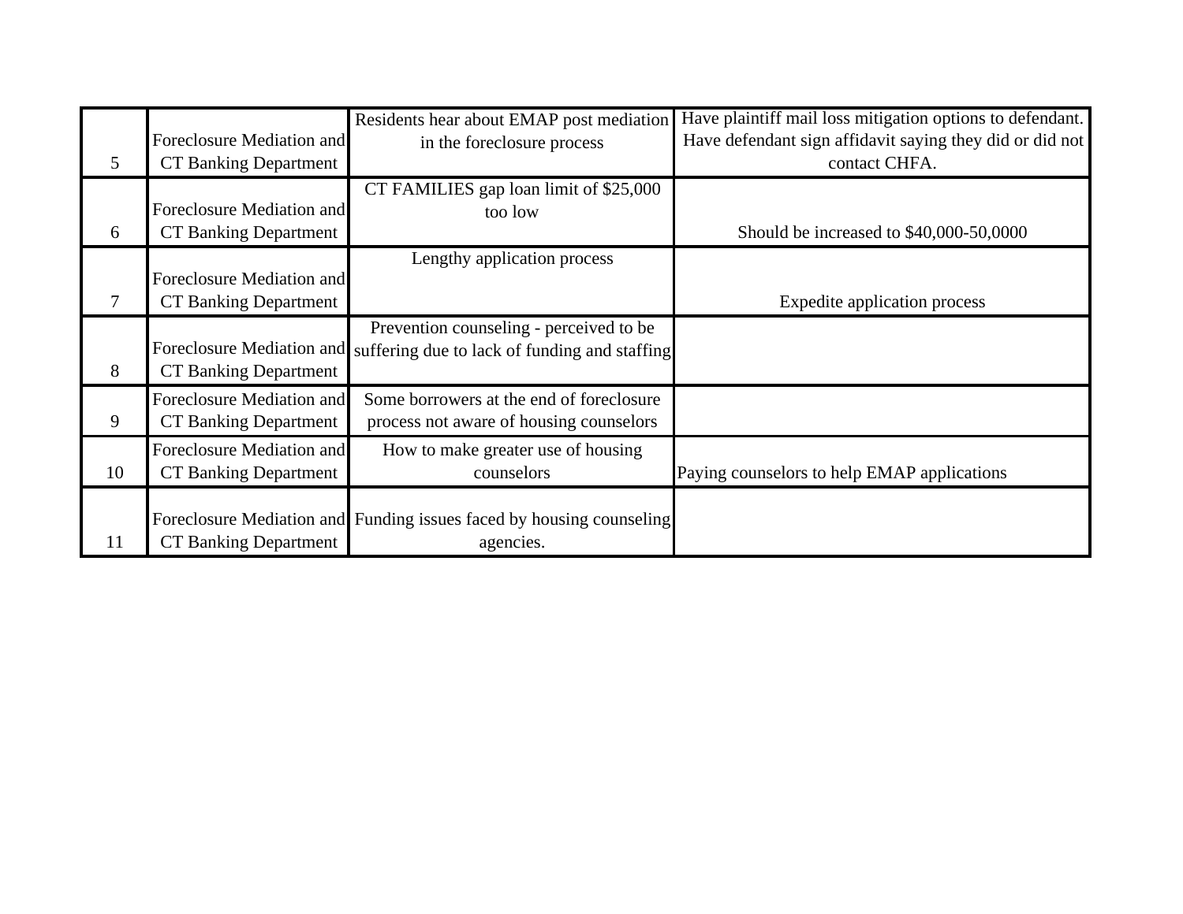| | | | |
|---|---|---|---|
| 5 | Foreclosure Mediation and CT Banking Department | Residents hear about EMAP post mediation in the foreclosure process | Have plaintiff mail loss mitigation options to defendant. Have defendant sign affidavit saying they did or did not contact CHFA. |
| 6 | Foreclosure Mediation and CT Banking Department | CT FAMILIES gap loan limit of $25,000 too low | Should be increased to $40,000-50,0000 |
| 7 | Foreclosure Mediation and CT Banking Department | Lengthy application process | Expedite application process |
| 8 | Foreclosure Mediation and CT Banking Department | Prevention counseling - perceived to be suffering due to lack of funding and staffing | |
| 9 | Foreclosure Mediation and CT Banking Department | Some borrowers at the end of foreclosure process not aware of housing counselors | |
| 10 | Foreclosure Mediation and CT Banking Department | How to make greater use of housing counselors | Paying counselors to help EMAP applications |
| 11 | Foreclosure Mediation and CT Banking Department | Funding issues faced by housing counseling agencies. | |